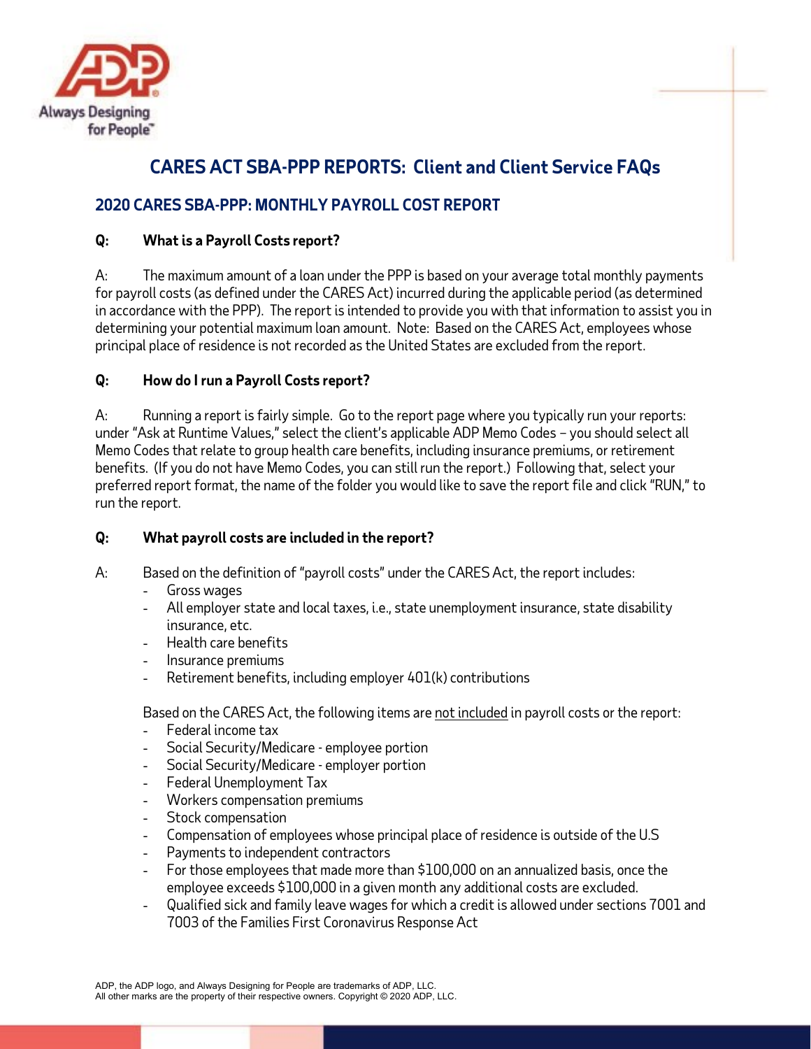# CARES ACT SBA-PPP REPORTS: Client and Client Service FAQs

## 2020 CARES SBA-PPP: MONTHLY PAYROLL COST REPORT

**Q: What is a Payroll Costs report?**

A: The maximum amount of a loan under the PPP is based on your average total monthly payments for payroll costs (as defined under the CARES Act) incurred during the applicable period (as determined in accordance with the PPP). The report is intended to provide you with that information to assist you in determining your potential maximum loan amount. Note: Based on the CARES Act, employees whose principal place of residence is not recorded as the United States are excluded from the report.

**Q: How do I run a Payroll Costs report?**

A: Running a report is fairly simple. Go to the report page where you typically run your reports: under "Ask at Runtime Values," select the client's applicable ADP Memo Codes – you should select all Memo Codes that relate to group health care benefits, including insurance premiums, or retirement benefits. (If you do not have Memo Codes, you can still run the report.) Following that, select your preferred report format, the name of the folder you would like to save the report file and click "RUN," to run the report.

**Q: What payroll costs are included in the report?**

A: Based on the definition of "payroll costs" under the CARES Act, the report includes:

- Gross wages
- All employer state and local taxes, i.e., state unemployment insurance, state disability insurance, etc.
- Health care benefits
- Insurance premiums
- Retirement benefits, including employer 401(k) contributions

Based on the CARES Act, the following items are <u>not included</u> in payroll costs or the report:

- Federal income tax
- Social Security/Medicare - employee portion
- Social Security/Medicare - employer portion
- Federal Unemployment Tax
- Workers compensation premiums
- Stock compensation
- Compensation of employees whose principal place of residence is outside of the U.S
- Payments to independent contractors
- For those employees that made more than $100,000 on an annualized basis, once the employee exceeds $100,000 in a given month any additional costs are excluded.
- Qualified sick and family leave wages for which a credit is allowed under sections 7001 and 7003 of the Families First Coronavirus Response Act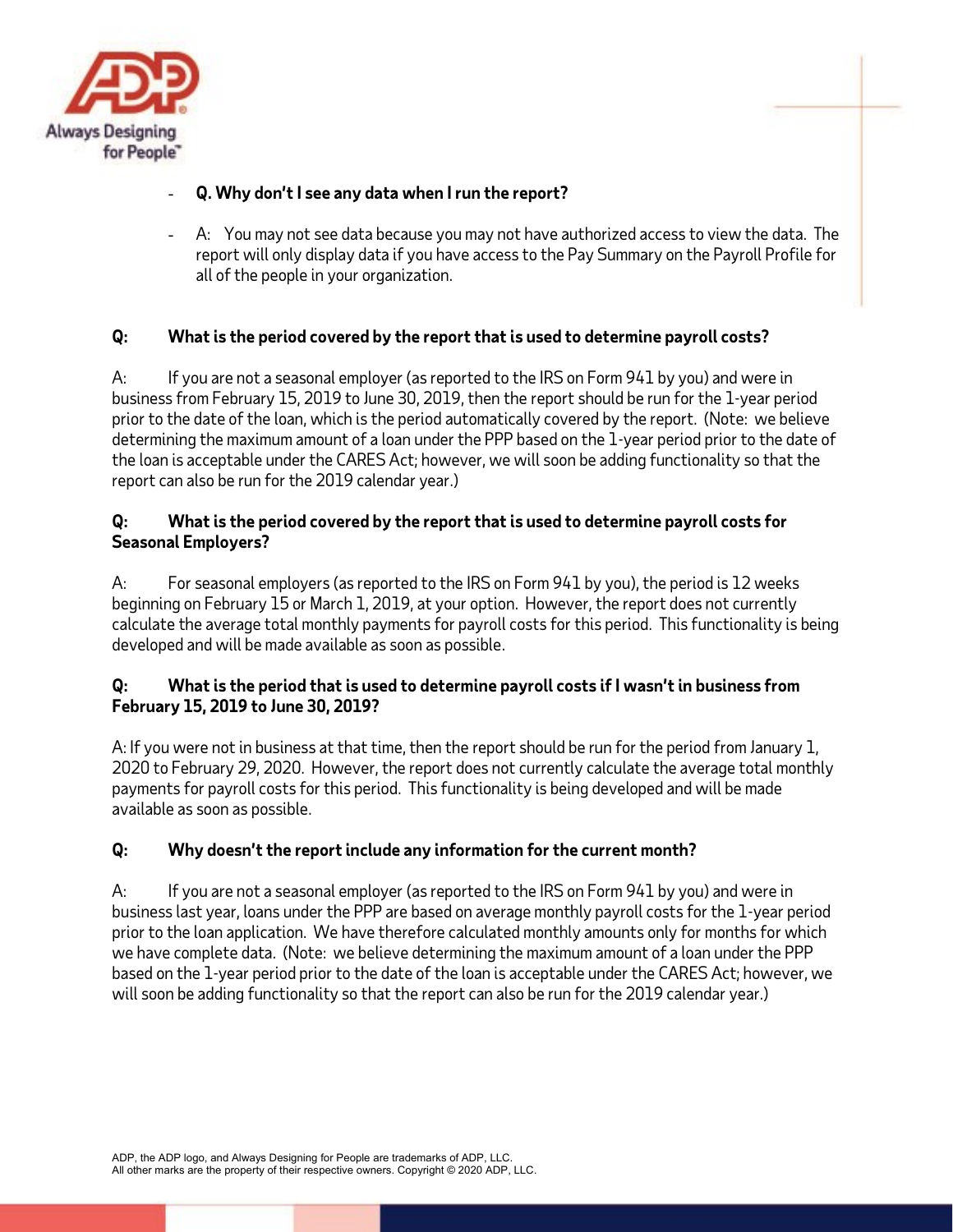- **Q. Why don't I see any data when I run the report?**

- A: You may not see data because you may not have authorized access to view the data. The report will only display data if you have access to the Pay Summary on the Payroll Profile for all of the people in your organization.

**Q: What is the period covered by the report that is used to determine payroll costs?**

A: If you are not a seasonal employer (as reported to the IRS on Form 941 by you) and were in business from February 15, 2019 to June 30, 2019, then the report should be run for the 1-year period prior to the date of the loan, which is the period automatically covered by the report. (Note: we believe determining the maximum amount of a loan under the PPP based on the 1-year period prior to the date of the loan is acceptable under the CARES Act; however, we will soon be adding functionality so that the report can also be run for the 2019 calendar year.)

**Q: What is the period covered by the report that is used to determine payroll costs for Seasonal Employers?**

A: For seasonal employers (as reported to the IRS on Form 941 by you), the period is 12 weeks beginning on February 15 or March 1, 2019, at your option. However, the report does not currently calculate the average total monthly payments for payroll costs for this period. This functionality is being developed and will be made available as soon as possible.

**Q: What is the period that is used to determine payroll costs if I wasn't in business from February 15, 2019 to June 30, 2019?**

A: If you were not in business at that time, then the report should be run for the period from January 1, 2020 to February 29, 2020. However, the report does not currently calculate the average total monthly payments for payroll costs for this period. This functionality is being developed and will be made available as soon as possible.

**Q: Why doesn't the report include any information for the current month?**

A: If you are not a seasonal employer (as reported to the IRS on Form 941 by you) and were in business last year, loans under the PPP are based on average monthly payroll costs for the 1-year period prior to the loan application. We have therefore calculated monthly amounts only for months for which we have complete data. (Note: we believe determining the maximum amount of a loan under the PPP based on the 1-year period prior to the date of the loan is acceptable under the CARES Act; however, we will soon be adding functionality so that the report can also be run for the 2019 calendar year.)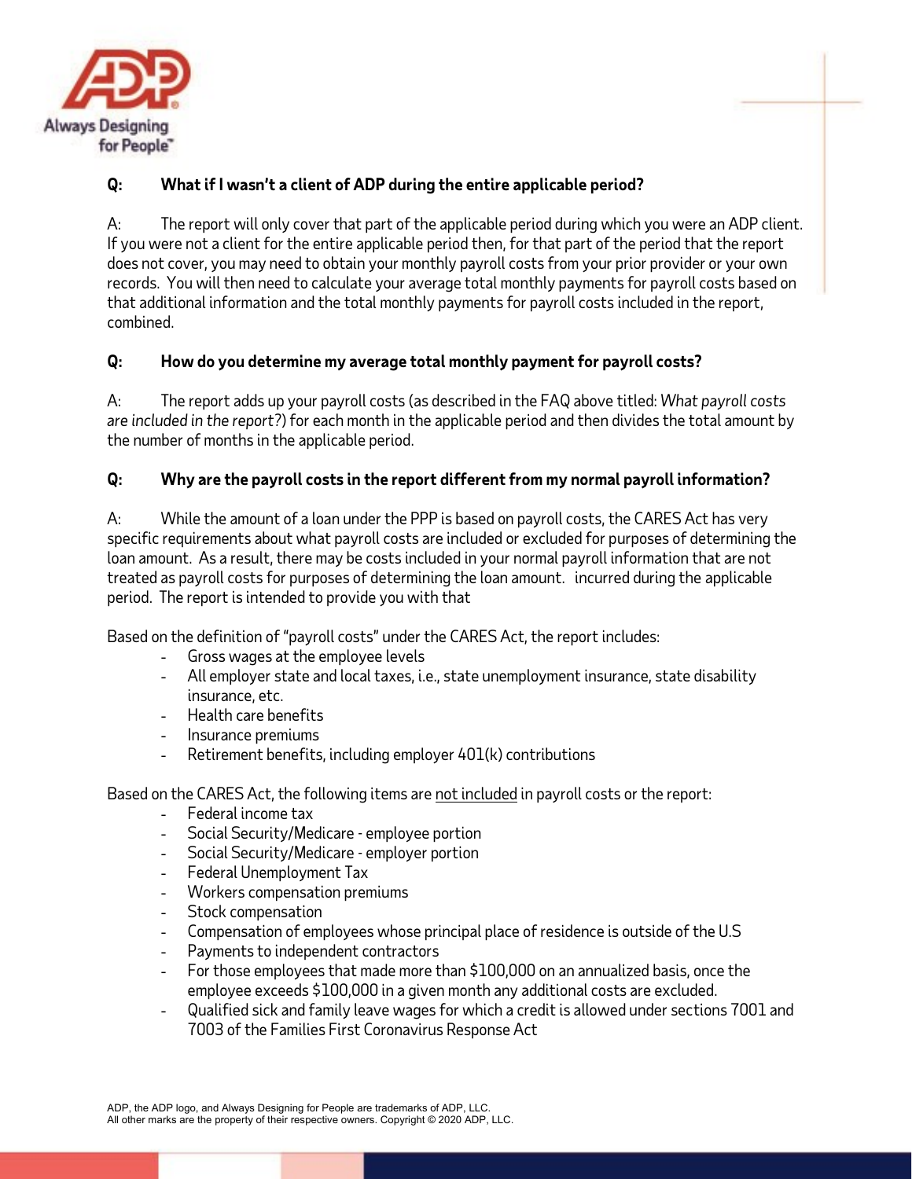**Q: What if I wasn't a client of ADP during the entire applicable period?**

A: The report will only cover that part of the applicable period during which you were an ADP client. If you were not a client for the entire applicable period then, for that part of the period that the report does not cover, you may need to obtain your monthly payroll costs from your prior provider or your own records. You will then need to calculate your average total monthly payments for payroll costs based on that additional information and the total monthly payments for payroll costs included in the report, combined.

**Q: How do you determine my average total monthly payment for payroll costs?**

A: The report adds up your payroll costs (as described in the FAQ above titled: *What payroll costs are included in the report?*) for each month in the applicable period and then divides the total amount by the number of months in the applicable period.

**Q: Why are the payroll costs in the report different from my normal payroll information?**

A: While the amount of a loan under the PPP is based on payroll costs, the CARES Act has very specific requirements about what payroll costs are included or excluded for purposes of determining the loan amount. As a result, there may be costs included in your normal payroll information that are not treated as payroll costs for purposes of determining the loan amount. incurred during the applicable period. The report is intended to provide you with that

Based on the definition of "payroll costs" under the CARES Act, the report includes:

- Gross wages at the employee levels
- All employer state and local taxes, i.e., state unemployment insurance, state disability insurance, etc.
- Health care benefits
- Insurance premiums
- Retirement benefits, including employer 401(k) contributions

Based on the CARES Act, the following items are <u>not included</u> in payroll costs or the report:

- Federal income tax
- Social Security/Medicare - employee portion
- Social Security/Medicare - employer portion
- Federal Unemployment Tax
- Workers compensation premiums
- Stock compensation
- Compensation of employees whose principal place of residence is outside of the U.S
- Payments to independent contractors
- For those employees that made more than $100,000 on an annualized basis, once the employee exceeds $100,000 in a given month any additional costs are excluded.
- Qualified sick and family leave wages for which a credit is allowed under sections 7001 and 7003 of the Families First Coronavirus Response Act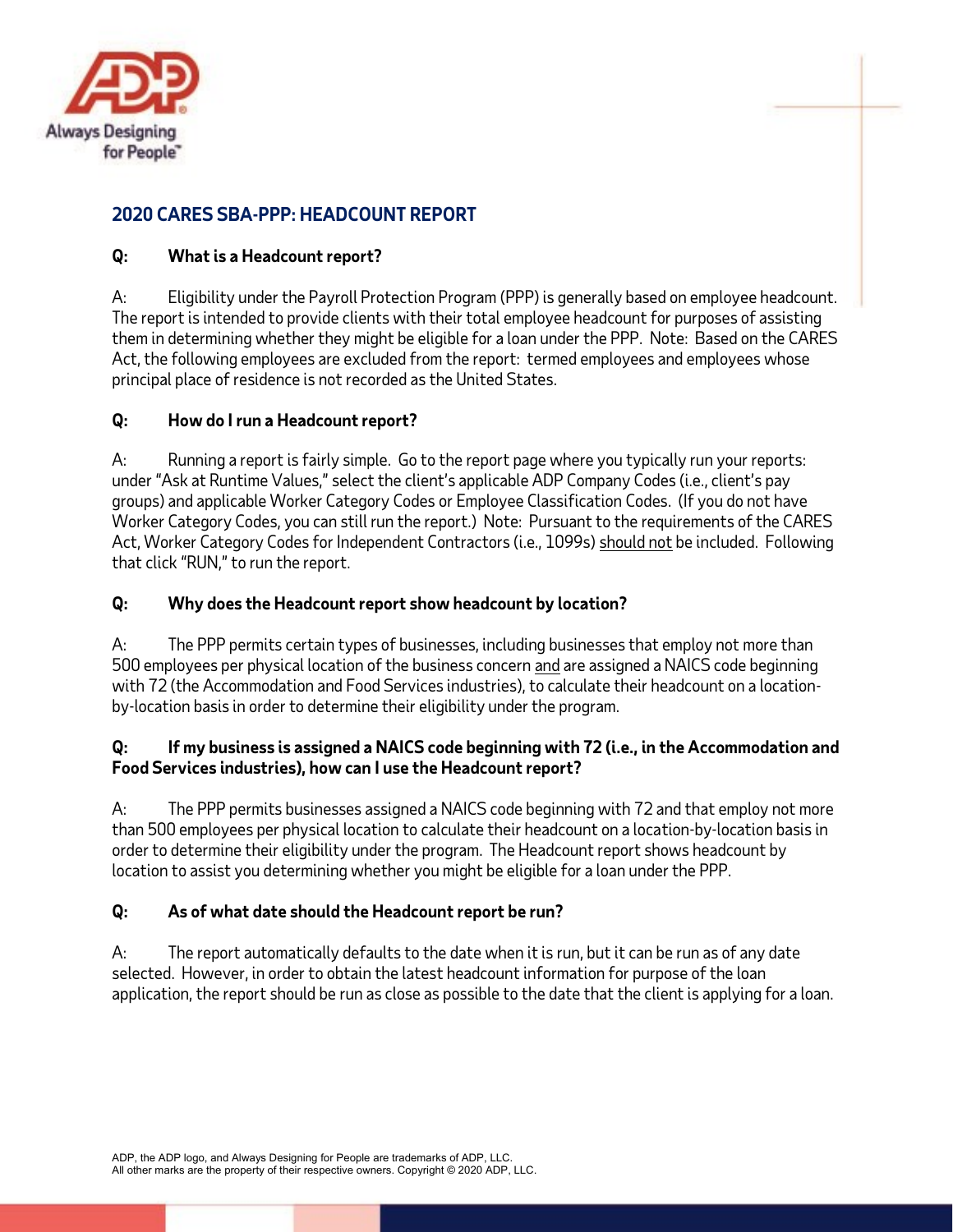## 2020 CARES SBA-PPP: HEADCOUNT REPORT

**Q: What is a Headcount report?**

A: Eligibility under the Payroll Protection Program (PPP) is generally based on employee headcount. The report is intended to provide clients with their total employee headcount for purposes of assisting them in determining whether they might be eligible for a loan under the PPP. Note: Based on the CARES Act, the following employees are excluded from the report: termed employees and employees whose principal place of residence is not recorded as the United States.

**Q: How do I run a Headcount report?**

A: Running a report is fairly simple. Go to the report page where you typically run your reports: under "Ask at Runtime Values," select the client's applicable ADP Company Codes (i.e., client's pay groups) and applicable Worker Category Codes or Employee Classification Codes. (If you do not have Worker Category Codes, you can still run the report.) Note: Pursuant to the requirements of the CARES Act, Worker Category Codes for Independent Contractors (i.e., 1099s) should not be included. Following that click "RUN," to run the report.

**Q: Why does the Headcount report show headcount by location?**

A: The PPP permits certain types of businesses, including businesses that employ not more than 500 employees per physical location of the business concern and are assigned a NAICS code beginning with 72 (the Accommodation and Food Services industries), to calculate their headcount on a location-by-location basis in order to determine their eligibility under the program.

**Q: If my business is assigned a NAICS code beginning with 72 (i.e., in the Accommodation and Food Services industries), how can I use the Headcount report?**

A: The PPP permits businesses assigned a NAICS code beginning with 72 and that employ not more than 500 employees per physical location to calculate their headcount on a location-by-location basis in order to determine their eligibility under the program. The Headcount report shows headcount by location to assist you determining whether you might be eligible for a loan under the PPP.

**Q: As of what date should the Headcount report be run?**

A: The report automatically defaults to the date when it is run, but it can be run as of any date selected. However, in order to obtain the latest headcount information for purpose of the loan application, the report should be run as close as possible to the date that the client is applying for a loan.

ADP, the ADP logo, and Always Designing for People are trademarks of ADP, LLC.
All other marks are the property of their respective owners. Copyright © 2020 ADP, LLC.